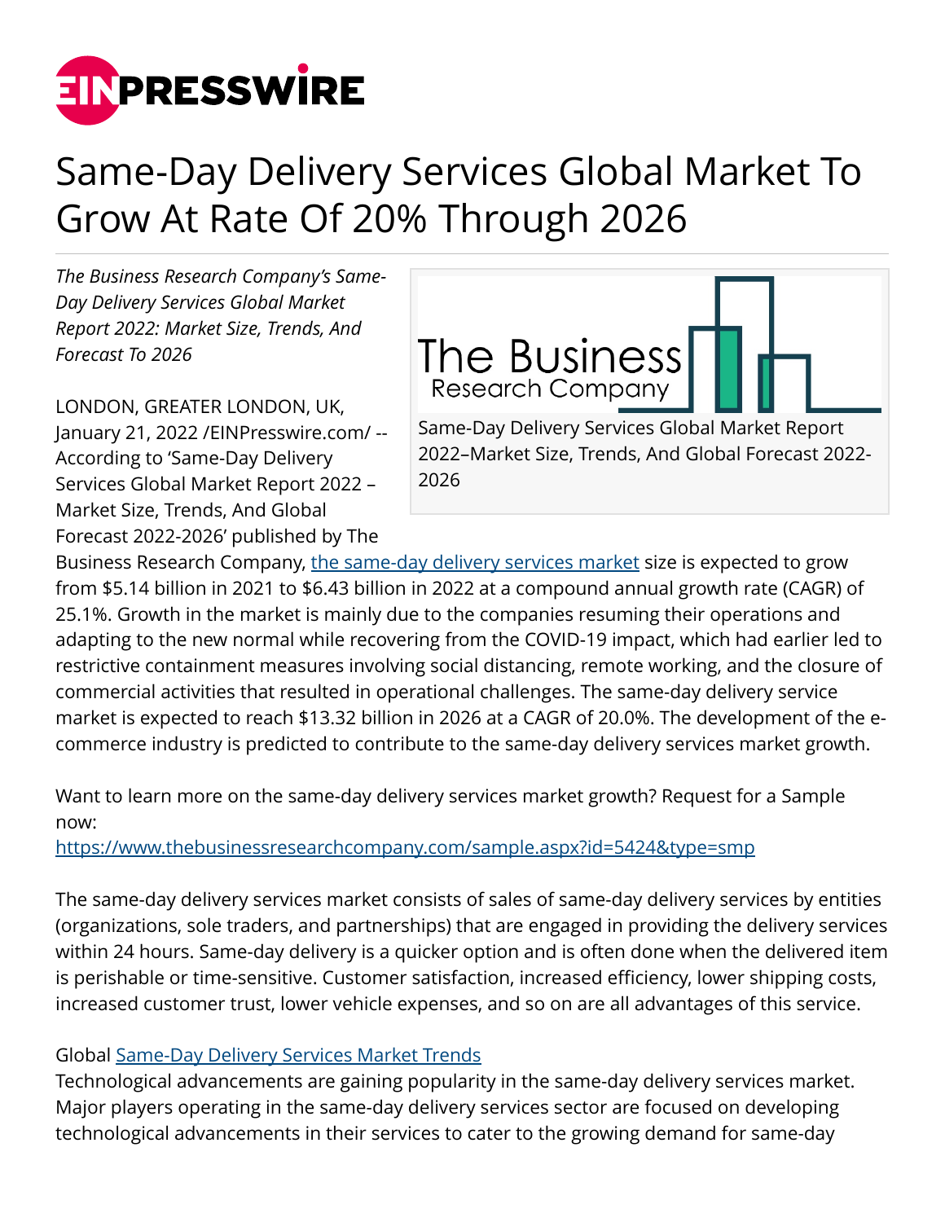# Same-Day Delivery Services Global Market To Grow At Rate Of 20% Through 2026

*The Business Research Company's Same-Day Delivery Services Global Market Report 2022: Market Size, Trends, And Forecast To 2026*

Same-Day Delivery Services Global Market Report 2022–Market Size, Trends, And Global Forecast 2022-2026

LONDON, GREATER LONDON, UK, January 21, 2022 /EINPresswire.com/ -- According to 'Same-Day Delivery Services Global Market Report 2022 – Market Size, Trends, And Global Forecast 2022-2026' published by The Business Research Company, [the same-day delivery services market](https://www.thebusinessresearchcompany.com) size is expected to grow from $5.14 billion in 2021 to $6.43 billion in 2022 at a compound annual growth rate (CAGR) of 25.1%. Growth in the market is mainly due to the companies resuming their operations and adapting to the new normal while recovering from the COVID-19 impact, which had earlier led to restrictive containment measures involving social distancing, remote working, and the closure of commercial activities that resulted in operational challenges. The same-day delivery service market is expected to reach $13.32 billion in 2026 at a CAGR of 20.0%. The development of the e-commerce industry is predicted to contribute to the same-day delivery services market growth.

Want to learn more on the same-day delivery services market growth? Request for a Sample now:
https://www.thebusinessresearchcompany.com/sample.aspx?id=5424&type=smp

The same-day delivery services market consists of sales of same-day delivery services by entities (organizations, sole traders, and partnerships) that are engaged in providing the delivery services within 24 hours. Same-day delivery is a quicker option and is often done when the delivered item is perishable or time-sensitive. Customer satisfaction, increased efficiency, lower shipping costs, increased customer trust, lower vehicle expenses, and so on are all advantages of this service.

Global [Same-Day Delivery Services Market Trends](https://www.thebusinessresearchcompany.com)

Technological advancements are gaining popularity in the same-day delivery services market. Major players operating in the same-day delivery services sector are focused on developing technological advancements in their services to cater to the growing demand for same-day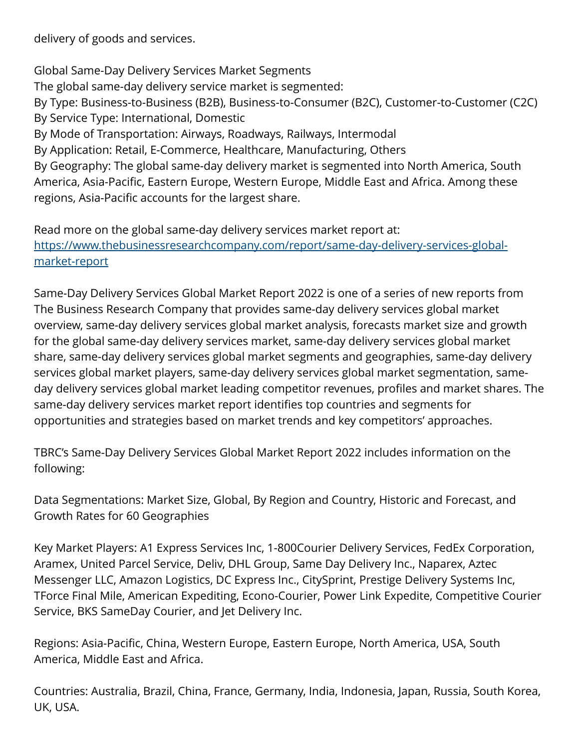delivery of goods and services.

Global Same-Day Delivery Services Market Segments
The global same-day delivery service market is segmented:
By Type: Business-to-Business (B2B), Business-to-Consumer (B2C), Customer-to-Customer (C2C)
By Service Type: International, Domestic
By Mode of Transportation: Airways, Roadways, Railways, Intermodal
By Application: Retail, E-Commerce, Healthcare, Manufacturing, Others
By Geography: The global same-day delivery market is segmented into North America, South America, Asia-Pacific, Eastern Europe, Western Europe, Middle East and Africa. Among these regions, Asia-Pacific accounts for the largest share.

Read more on the global same-day delivery services market report at:
[https://www.thebusinessresearchcompany.com/report/same-day-delivery-services-global-market-report](https://www.thebusinessresearchcompany.com/report/same-day-delivery-services-global-market-report)

Same-Day Delivery Services Global Market Report 2022 is one of a series of new reports from The Business Research Company that provides same-day delivery services global market overview, same-day delivery services global market analysis, forecasts market size and growth for the global same-day delivery services market, same-day delivery services global market share, same-day delivery services global market segments and geographies, same-day delivery services global market players, same-day delivery services global market segmentation, same-day delivery services global market leading competitor revenues, profiles and market shares. The same-day delivery services market report identifies top countries and segments for opportunities and strategies based on market trends and key competitors' approaches.

TBRC's Same-Day Delivery Services Global Market Report 2022 includes information on the following:

Data Segmentations: Market Size, Global, By Region and Country, Historic and Forecast, and Growth Rates for 60 Geographies

Key Market Players: A1 Express Services Inc, 1-800Courier Delivery Services, FedEx Corporation, Aramex, United Parcel Service, Deliv, DHL Group, Same Day Delivery Inc., Naparex, Aztec Messenger LLC, Amazon Logistics, DC Express Inc., CitySprint, Prestige Delivery Systems Inc, TForce Final Mile, American Expediting, Econo-Courier, Power Link Expedite, Competitive Courier Service, BKS SameDay Courier, and Jet Delivery Inc.

Regions: Asia-Pacific, China, Western Europe, Eastern Europe, North America, USA, South America, Middle East and Africa.

Countries: Australia, Brazil, China, France, Germany, India, Indonesia, Japan, Russia, South Korea, UK, USA.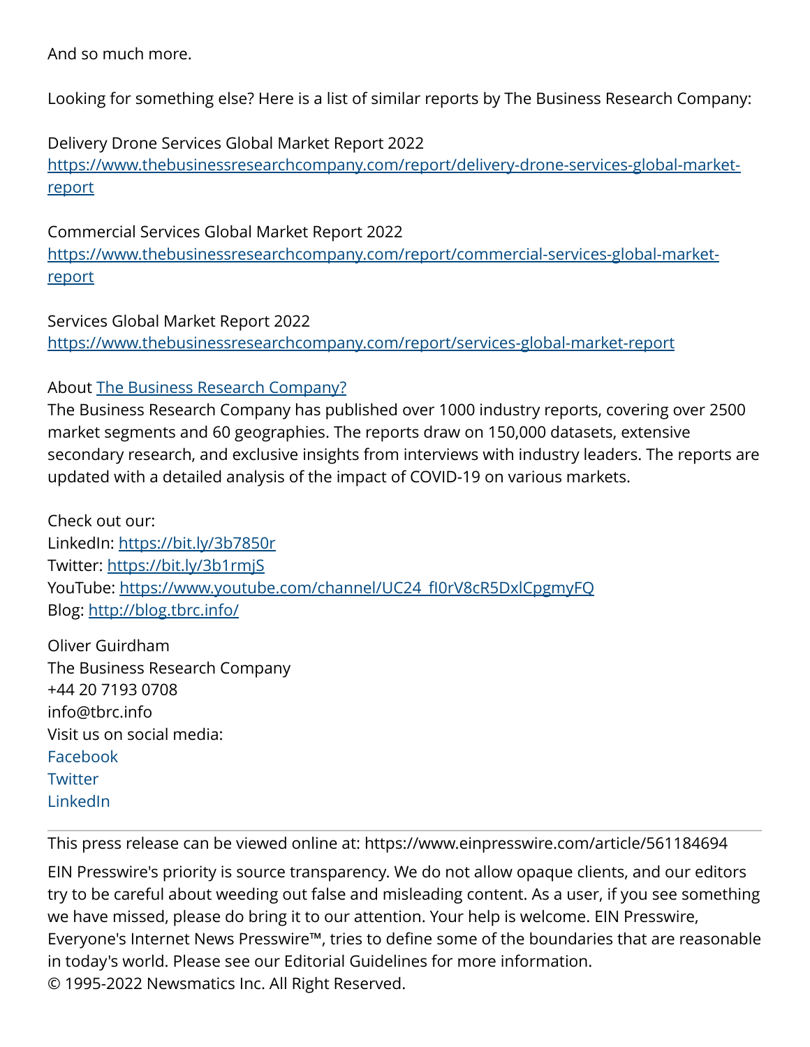And so much more.

Looking for something else? Here is a list of similar reports by The Business Research Company:

Delivery Drone Services Global Market Report 2022
https://www.thebusinessresearchcompany.com/report/delivery-drone-services-global-market-report

Commercial Services Global Market Report 2022
https://www.thebusinessresearchcompany.com/report/commercial-services-global-market-report

Services Global Market Report 2022
https://www.thebusinessresearchcompany.com/report/services-global-market-report

About The Business Research Company?
The Business Research Company has published over 1000 industry reports, covering over 2500 market segments and 60 geographies. The reports draw on 150,000 datasets, extensive secondary research, and exclusive insights from interviews with industry leaders. The reports are updated with a detailed analysis of the impact of COVID-19 on various markets.

Check out our:
LinkedIn: https://bit.ly/3b7850r
Twitter: https://bit.ly/3b1rmjS
YouTube: https://www.youtube.com/channel/UC24_fI0rV8cR5DxlCpgmyFQ
Blog: http://blog.tbrc.info/

Oliver Guirdham
The Business Research Company
+44 20 7193 0708
info@tbrc.info
Visit us on social media:
Facebook
Twitter
LinkedIn

---

This press release can be viewed online at: https://www.einpresswire.com/article/561184694

EIN Presswire's priority is source transparency. We do not allow opaque clients, and our editors try to be careful about weeding out false and misleading content. As a user, if you see something we have missed, please do bring it to our attention. Your help is welcome. EIN Presswire, Everyone's Internet News Presswire™, tries to define some of the boundaries that are reasonable in today's world. Please see our Editorial Guidelines for more information.
© 1995-2022 Newsmatics Inc. All Right Reserved.